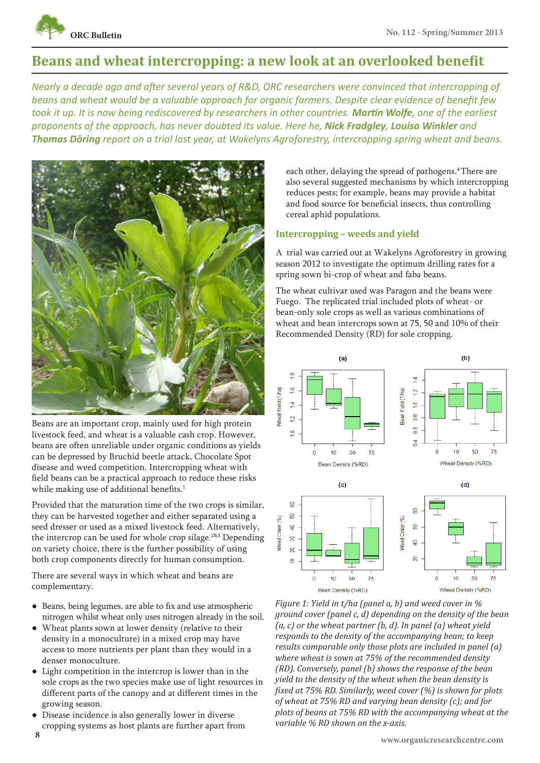# Beans and wheat intercropping: a new look at an overlooked benefit

*Nearly a decade ago and after several years of R&D, ORC researchers were convinced that intercropping of beans and wheat would be a valuable approach for organic farmers. Despite clear evidence of benefit few took it up. It is now being rediscovered by researchers in other countries.* ***Martin Wolfe****, one of the earliest proponents of the approach, has never doubted its value. Here he,* ***Nick Fradgley****,* ***Louisa Winkler*** *and* ***Thomas Döring*** *report on a trial last year, at Wakelyns Agroforestry, intercropping spring wheat and beans.*

Beans are an important crop, mainly used for high protein livestock feed, and wheat is a valuable cash crop. However, beans are often unreliable under organic conditions as yields can be depressed by Bruchid beetle attack, Chocolate Spot disease and weed competition. Intercropping wheat with field beans can be a practical approach to reduce these risks while making use of additional benefits.[1]

Provided that the maturation time of the two crops is similar, they can be harvested together and either separated using a seed dresser or used as a mixed livestock feed. Alternatively, the intercrop can be used for whole crop silage.[2&3] Depending on variety choice, there is the further possibility of using both crop components directly for human consumption.

There are several ways in which wheat and beans are complementary.

- Beans, being legumes, are able to fix and use atmospheric nitrogen whilst wheat only uses nitrogen already in the soil.
- Wheat plants sown at lower density (relative to their density in a monoculture) in a mixed crop may have access to more nutrients per plant than they would in a denser monoculture.
- Light competition in the intercrop is lower than in the sole crops as the two species make use of light resources in different parts of the canopy and at different times in the growing season.
- Disease incidence is also generally lower in diverse cropping systems as host plants are further apart from each other, delaying the spread of pathogens.[4] There are also several suggested mechanisms by which intercropping reduces pests; for example, beans may provide a habitat and food source for beneficial insects, thus controlling cereal aphid populations.

## Intercropping – weeds and yield

A trial was carried out at Wakelyns Agroforestry in growing season 2012 to investigate the optimum drilling rates for a spring sown bi-crop of wheat and faba beans.

The wheat cultivar used was Paragon and the beans were Fuego. The replicated trial included plots of wheat- or bean-only sole crops as well as various combinations of wheat and bean intercrops sown at 75, 50 and 10% of their Recommended Density (RD) for sole cropping.

*Figure 1: Yield in t/ha (panel a, b) and weed cover in % ground cover (panel c, d) depending on the density of the bean (a, c) or the wheat partner (b, d). In panel (a) wheat yield responds to the density of the accompanying bean; to keep results comparable only those plots are included in panel (a) where wheat is sown at 75% of the recommended density (RD). Conversely, panel (b) shows the response of the bean yield to the density of the wheat when the bean density is fixed at 75% RD. Similarly, weed cover (%) is shown for plots of wheat at 75% RD and varying bean density (c); and for plots of beans at 75% RD with the accompanying wheat at the variable % RD shown on the x-axis.*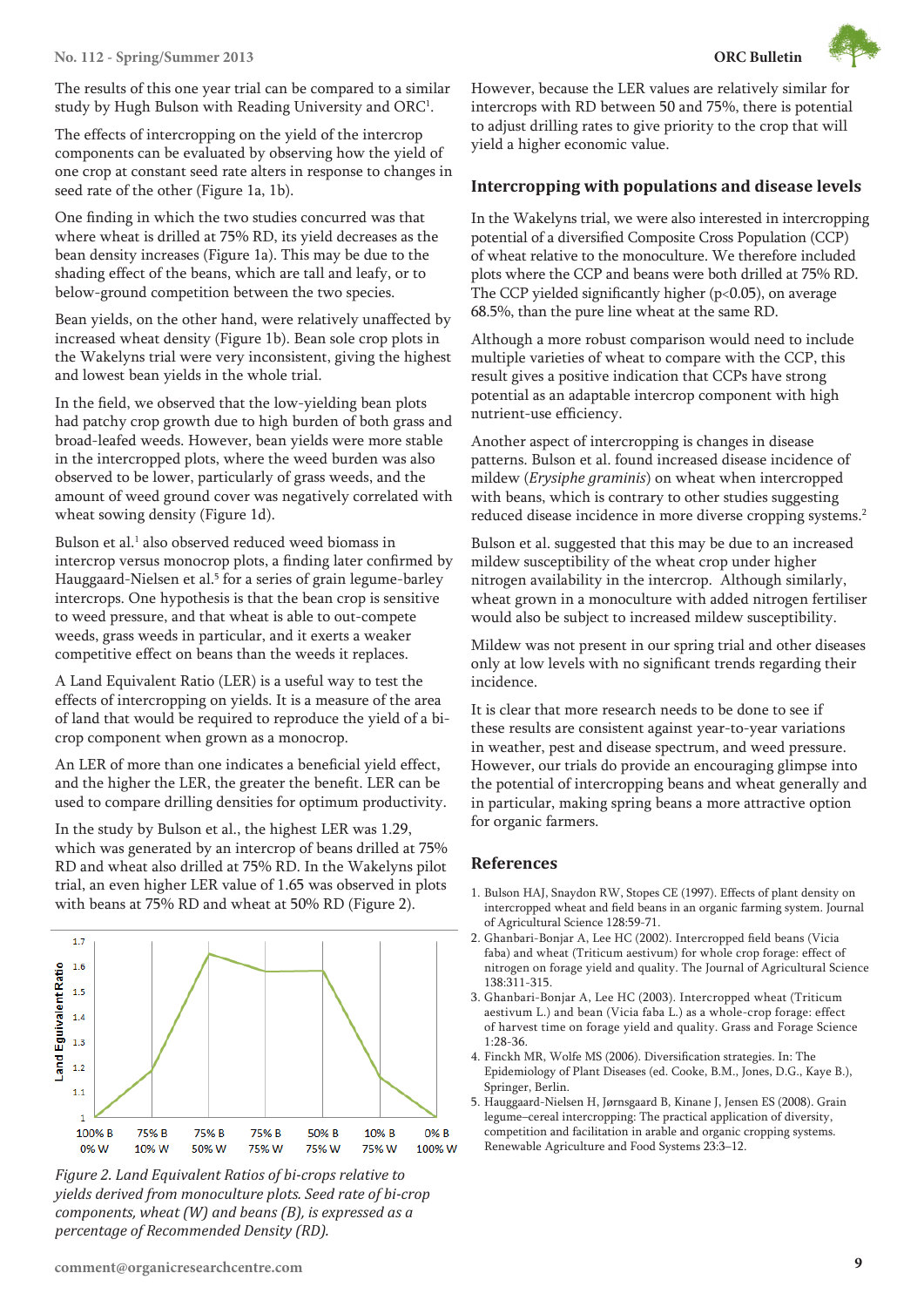The results of this one year trial can be compared to a similar study by Hugh Bulson with Reading University and ORC[1].

The effects of intercropping on the yield of the intercrop components can be evaluated by observing how the yield of one crop at constant seed rate alters in response to changes in seed rate of the other (Figure 1a, 1b).

One finding in which the two studies concurred was that where wheat is drilled at 75% RD, its yield decreases as the bean density increases (Figure 1a). This may be due to the shading effect of the beans, which are tall and leafy, or to below-ground competition between the two species.

Bean yields, on the other hand, were relatively unaffected by increased wheat density (Figure 1b). Bean sole crop plots in the Wakelyns trial were very inconsistent, giving the highest and lowest bean yields in the whole trial.

In the field, we observed that the low-yielding bean plots had patchy crop growth due to high burden of both grass and broad-leafed weeds. However, bean yields were more stable in the intercropped plots, where the weed burden was also observed to be lower, particularly of grass weeds, and the amount of weed ground cover was negatively correlated with wheat sowing density (Figure 1d).

Bulson et al.[1] also observed reduced weed biomass in intercrop versus monocrop plots, a finding later confirmed by Hauggaard-Nielsen et al.[5] for a series of grain legume-barley intercrops. One hypothesis is that the bean crop is sensitive to weed pressure, and that wheat is able to out-compete weeds, grass weeds in particular, and it exerts a weaker competitive effect on beans than the weeds it replaces.

A Land Equivalent Ratio (LER) is a useful way to test the effects of intercropping on yields. It is a measure of the area of land that would be required to reproduce the yield of a bi-crop component when grown as a monocrop.

An LER of more than one indicates a beneficial yield effect, and the higher the LER, the greater the benefit. LER can be used to compare drilling densities for optimum productivity.

In the study by Bulson et al., the highest LER was 1.29, which was generated by an intercrop of beans drilled at 75% RD and wheat also drilled at 75% RD. In the Wakelyns pilot trial, an even higher LER value of 1.65 was observed in plots with beans at 75% RD and wheat at 50% RD (Figure 2).

Land Equivalent Ratio

1.7
1.6
1.5
1.4
1.3
1.2
1.1
1

100% B 0% W
75% B 10% W
75% B 50% W
75% B 75% W
50% B 75% W
10% B 75% W
0% B 100% W

*Figure 2. Land Equivalent Ratios of bi-crops relative to yields derived from monoculture plots. Seed rate of bi-crop components, wheat (W) and beans (B), is expressed as a percentage of Recommended Density (RD).*

However, because the LER values are relatively similar for intercrops with RD between 50 and 75%, there is potential to adjust drilling rates to give priority to the crop that will yield a higher economic value.

## Intercropping with populations and disease levels

In the Wakelyns trial, we were also interested in intercropping potential of a diversified Composite Cross Population (CCP) of wheat relative to the monoculture. We therefore included plots where the CCP and beans were both drilled at 75% RD. The CCP yielded significantly higher ($p<0.05$), on average 68.5%, than the pure line wheat at the same RD.

Although a more robust comparison would need to include multiple varieties of wheat to compare with the CCP, this result gives a positive indication that CCPs have strong potential as an adaptable intercrop component with high nutrient-use efficiency.

Another aspect of intercropping is changes in disease patterns. Bulson et al. found increased disease incidence of mildew (*Erysiphe graminis*) on wheat when intercropped with beans, which is contrary to other studies suggesting reduced disease incidence in more diverse cropping systems.[2]

Bulson et al. suggested that this may be due to an increased mildew susceptibility of the wheat crop under higher nitrogen availability in the intercrop. Although similarly, wheat grown in a monoculture with added nitrogen fertiliser would also be subject to increased mildew susceptibility.

Mildew was not present in our spring trial and other diseases only at low levels with no significant trends regarding their incidence.

It is clear that more research needs to be done to see if these results are consistent against year-to-year variations in weather, pest and disease spectrum, and weed pressure. However, our trials do provide an encouraging glimpse into the potential of intercropping beans and wheat generally and in particular, making spring beans a more attractive option for organic farmers.

## References

1. Bulson HAJ, Snaydon RW, Stopes CE (1997). Effects of plant density on intercropped wheat and field beans in an organic farming system. Journal of Agricultural Science 128:59-71.
2. Ghanbari-Bonjar A, Lee HC (2002). Intercropped field beans (Vicia faba) and wheat (Triticum aestivum) for whole crop forage: effect of nitrogen on forage yield and quality. The Journal of Agricultural Science 138:311-315.
3. Ghanbari-Bonjar A, Lee HC (2003). Intercropped wheat (Triticum aestivum L.) and bean (Vicia faba L.) as a whole-crop forage: effect of harvest time on forage yield and quality. Grass and Forage Science 1:28-36.
4. Finckh MR, Wolfe MS (2006). Diversification strategies. In: The Epidemiology of Plant Diseases (ed. Cooke, B.M., Jones, D.G., Kaye B.), Springer, Berlin.
5. Hauggaard-Nielsen H, Jørnsgaard B, Kinane J, Jensen ES (2008). Grain legume–cereal intercropping: The practical application of diversity, competition and facilitation in arable and organic cropping systems. Renewable Agriculture and Food Systems 23:3–12.